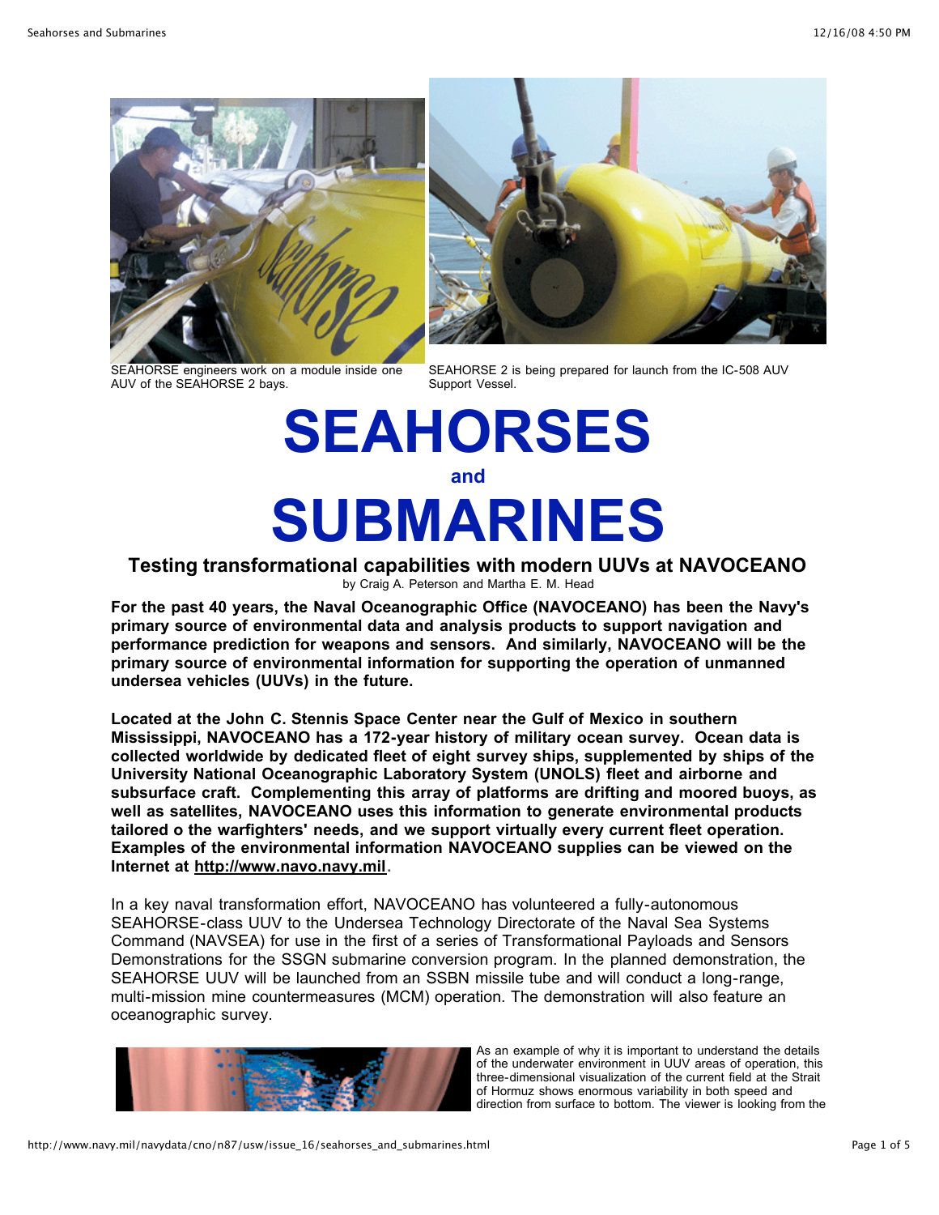SEAHORSE engineers work on a module inside one AUV of the SEAHORSE 2 bays.

SEAHORSE 2 is being prepared for launch from the IC-508 AUV Support Vessel.

# SEAHORSES

## and

# SUBMARINES

### Testing transformational capabilities with modern UUVs at NAVOCEANO

by Craig A. Peterson and Martha E. M. Head

**For the past 40 years, the Naval Oceanographic Office (NAVOCEANO) has been the Navy's primary source of environmental data and analysis products to support navigation and performance prediction for weapons and sensors. And similarly, NAVOCEANO will be the primary source of environmental information for supporting the operation of unmanned undersea vehicles (UUVs) in the future.**

**Located at the John C. Stennis Space Center near the Gulf of Mexico in southern Mississippi, NAVOCEANO has a 172-year history of military ocean survey. Ocean data is collected worldwide by dedicated fleet of eight survey ships, supplemented by ships of the University National Oceanographic Laboratory System (UNOLS) fleet and airborne and subsurface craft. Complementing this array of platforms are drifting and moored buoys, as well as satellites, NAVOCEANO uses this information to generate environmental products tailored o the warfighters' needs, and we support virtually every current fleet operation. Examples of the environmental information NAVOCEANO supplies can be viewed on the Internet at http://www.navo.navy.mil.**

In a key naval transformation effort, NAVOCEANO has volunteered a fully-autonomous SEAHORSE-class UUV to the Undersea Technology Directorate of the Naval Sea Systems Command (NAVSEA) for use in the first of a series of Transformational Payloads and Sensors Demonstrations for the SSGN submarine conversion program. In the planned demonstration, the SEAHORSE UUV will be launched from an SSBN missile tube and will conduct a long-range, multi-mission mine countermeasures (MCM) operation. The demonstration will also feature an oceanographic survey.

As an example of why it is important to understand the details of the underwater environment in UUV areas of operation, this three-dimensional visualization of the current field at the Strait of Hormuz shows enormous variability in both speed and direction from surface to bottom. The viewer is looking from the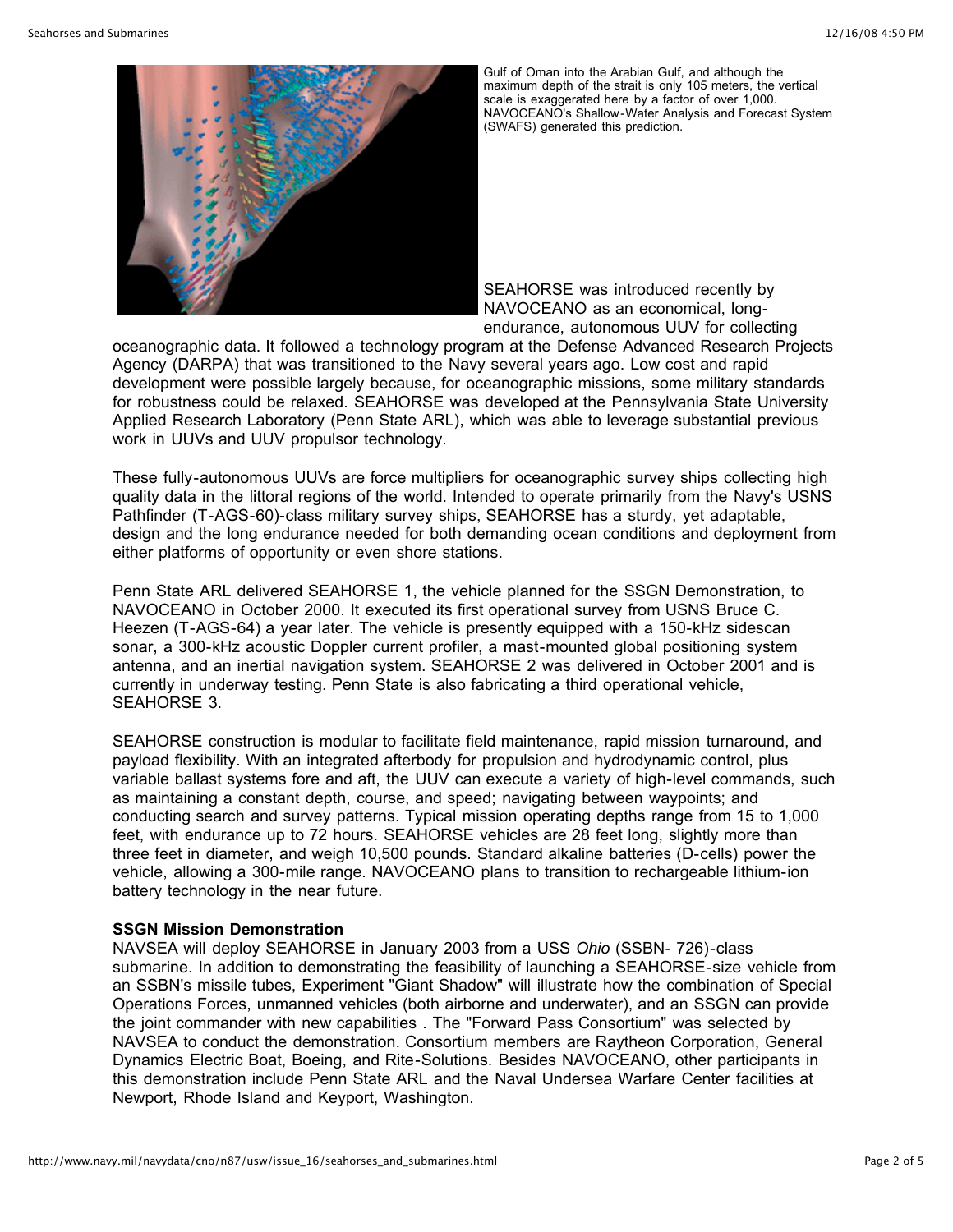Gulf of Oman into the Arabian Gulf, and although the maximum depth of the strait is only 105 meters, the vertical scale is exaggerated here by a factor of over 1,000. NAVOCEANO's Shallow-Water Analysis and Forecast System (SWAFS) generated this prediction.

SEAHORSE was introduced recently by NAVOCEANO as an economical, long-endurance, autonomous UUV for collecting oceanographic data. It followed a technology program at the Defense Advanced Research Projects Agency (DARPA) that was transitioned to the Navy several years ago. Low cost and rapid development were possible largely because, for oceanographic missions, some military standards for robustness could be relaxed. SEAHORSE was developed at the Pennsylvania State University Applied Research Laboratory (Penn State ARL), which was able to leverage substantial previous work in UUVs and UUV propulsor technology.

These fully-autonomous UUVs are force multipliers for oceanographic survey ships collecting high quality data in the littoral regions of the world. Intended to operate primarily from the Navy's USNS Pathfinder (T-AGS-60)-class military survey ships, SEAHORSE has a sturdy, yet adaptable, design and the long endurance needed for both demanding ocean conditions and deployment from either platforms of opportunity or even shore stations.

Penn State ARL delivered SEAHORSE 1, the vehicle planned for the SSGN Demonstration, to NAVOCEANO in October 2000. It executed its first operational survey from USNS Bruce C. Heezen (T-AGS-64) a year later. The vehicle is presently equipped with a 150-kHz sidescan sonar, a 300-kHz acoustic Doppler current profiler, a mast-mounted global positioning system antenna, and an inertial navigation system. SEAHORSE 2 was delivered in October 2001 and is currently in underway testing. Penn State is also fabricating a third operational vehicle, SEAHORSE 3.

SEAHORSE construction is modular to facilitate field maintenance, rapid mission turnaround, and payload flexibility. With an integrated afterbody for propulsion and hydrodynamic control, plus variable ballast systems fore and aft, the UUV can execute a variety of high-level commands, such as maintaining a constant depth, course, and speed; navigating between waypoints; and conducting search and survey patterns. Typical mission operating depths range from 15 to 1,000 feet, with endurance up to 72 hours. SEAHORSE vehicles are 28 feet long, slightly more than three feet in diameter, and weigh 10,500 pounds. Standard alkaline batteries (D-cells) power the vehicle, allowing a 300-mile range. NAVOCEANO plans to transition to rechargeable lithium-ion battery technology in the near future.

**SSGN Mission Demonstration**

NAVSEA will deploy SEAHORSE in January 2003 from a USS *Ohio* (SSBN- 726)-class submarine. In addition to demonstrating the feasibility of launching a SEAHORSE-size vehicle from an SSBN's missile tubes, Experiment "Giant Shadow" will illustrate how the combination of Special Operations Forces, unmanned vehicles (both airborne and underwater), and an SSGN can provide the joint commander with new capabilities . The "Forward Pass Consortium" was selected by NAVSEA to conduct the demonstration. Consortium members are Raytheon Corporation, General Dynamics Electric Boat, Boeing, and Rite-Solutions. Besides NAVOCEANO, other participants in this demonstration include Penn State ARL and the Naval Undersea Warfare Center facilities at Newport, Rhode Island and Keyport, Washington.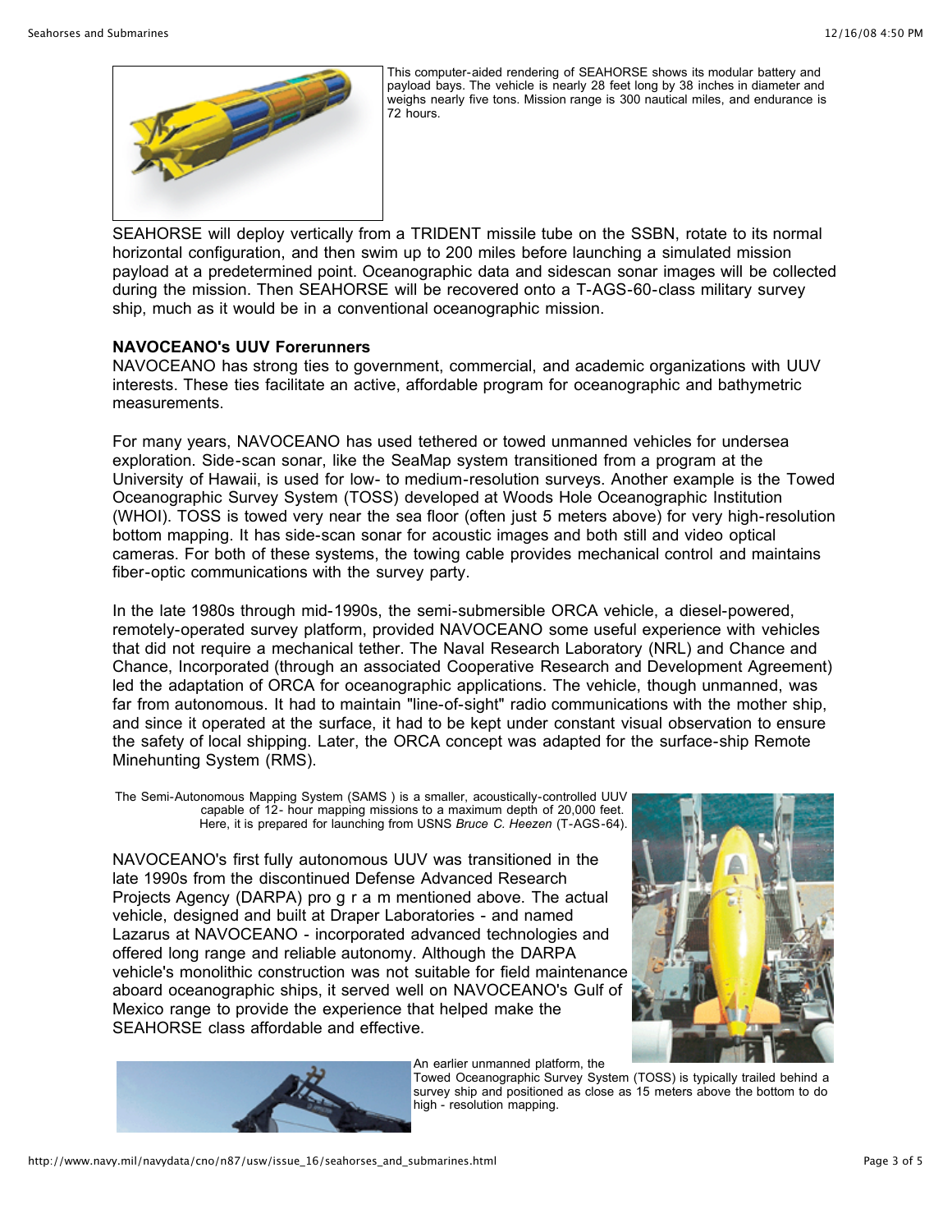This computer-aided rendering of SEAHORSE shows its modular battery and payload bays. The vehicle is nearly 28 feet long by 38 inches in diameter and weighs nearly five tons. Mission range is 300 nautical miles, and endurance is 72 hours.

SEAHORSE will deploy vertically from a TRIDENT missile tube on the SSBN, rotate to its normal horizontal configuration, and then swim up to 200 miles before launching a simulated mission payload at a predetermined point. Oceanographic data and sidescan sonar images will be collected during the mission. Then SEAHORSE will be recovered onto a T-AGS-60-class military survey ship, much as it would be in a conventional oceanographic mission.

**NAVOCEANO's UUV Forerunners**

NAVOCEANO has strong ties to government, commercial, and academic organizations with UUV interests. These ties facilitate an active, affordable program for oceanographic and bathymetric measurements.

For many years, NAVOCEANO has used tethered or towed unmanned vehicles for undersea exploration. Side-scan sonar, like the SeaMap system transitioned from a program at the University of Hawaii, is used for low- to medium-resolution surveys. Another example is the Towed Oceanographic Survey System (TOSS) developed at Woods Hole Oceanographic Institution (WHOI). TOSS is towed very near the sea floor (often just 5 meters above) for very high-resolution bottom mapping. It has side-scan sonar for acoustic images and both still and video optical cameras. For both of these systems, the towing cable provides mechanical control and maintains fiber-optic communications with the survey party.

In the late 1980s through mid-1990s, the semi-submersible ORCA vehicle, a diesel-powered, remotely-operated survey platform, provided NAVOCEANO some useful experience with vehicles that did not require a mechanical tether. The Naval Research Laboratory (NRL) and Chance and Chance, Incorporated (through an associated Cooperative Research and Development Agreement) led the adaptation of ORCA for oceanographic applications. The vehicle, though unmanned, was far from autonomous. It had to maintain "line-of-sight" radio communications with the mother ship, and since it operated at the surface, it had to be kept under constant visual observation to ensure the safety of local shipping. Later, the ORCA concept was adapted for the surface-ship Remote Minehunting System (RMS).

The Semi-Autonomous Mapping System (SAMS ) is a smaller, acoustically-controlled UUV capable of 12- hour mapping missions to a maximum depth of 20,000 feet. Here, it is prepared for launching from USNS *Bruce C. Heezen* (T-AGS-64).

NAVOCEANO's first fully autonomous UUV was transitioned in the late 1990s from the discontinued Defense Advanced Research Projects Agency (DARPA) pro g r a m mentioned above. The actual vehicle, designed and built at Draper Laboratories - and named Lazarus at NAVOCEANO - incorporated advanced technologies and offered long range and reliable autonomy. Although the DARPA vehicle's monolithic construction was not suitable for field maintenance aboard oceanographic ships, it served well on NAVOCEANO's Gulf of Mexico range to provide the experience that helped make the SEAHORSE class affordable and effective.

An earlier unmanned platform, the Towed Oceanographic Survey System (TOSS) is typically trailed behind a survey ship and positioned as close as 15 meters above the bottom to do high - resolution mapping.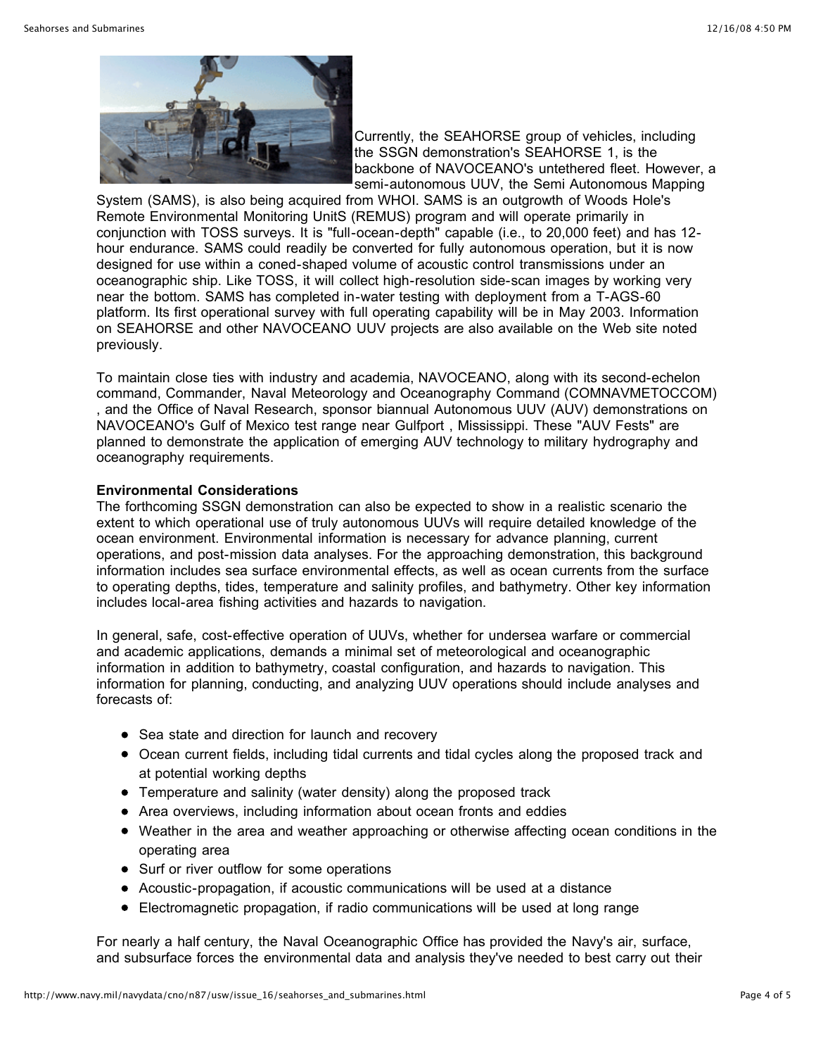Currently, the SEAHORSE group of vehicles, including the SSGN demonstration's SEAHORSE 1, is the backbone of NAVOCEANO's untethered fleet. However, a semi-autonomous UUV, the Semi Autonomous Mapping System (SAMS), is also being acquired from WHOI. SAMS is an outgrowth of Woods Hole's Remote Environmental Monitoring UnitS (REMUS) program and will operate primarily in conjunction with TOSS surveys. It is "full-ocean-depth" capable (i.e., to 20,000 feet) and has 12-hour endurance. SAMS could readily be converted for fully autonomous operation, but it is now designed for use within a coned-shaped volume of acoustic control transmissions under an oceanographic ship. Like TOSS, it will collect high-resolution side-scan images by working very near the bottom. SAMS has completed in-water testing with deployment from a T-AGS-60 platform. Its first operational survey with full operating capability will be in May 2003. Information on SEAHORSE and other NAVOCEANO UUV projects are also available on the Web site noted previously.

To maintain close ties with industry and academia, NAVOCEANO, along with its second-echelon command, Commander, Naval Meteorology and Oceanography Command (COMNAVMETOCCOM) , and the Office of Naval Research, sponsor biannual Autonomous UUV (AUV) demonstrations on NAVOCEANO's Gulf of Mexico test range near Gulfport , Mississippi. These "AUV Fests" are planned to demonstrate the application of emerging AUV technology to military hydrography and oceanography requirements.

**Environmental Considerations**

The forthcoming SSGN demonstration can also be expected to show in a realistic scenario the extent to which operational use of truly autonomous UUVs will require detailed knowledge of the ocean environment. Environmental information is necessary for advance planning, current operations, and post-mission data analyses. For the approaching demonstration, this background information includes sea surface environmental effects, as well as ocean currents from the surface to operating depths, tides, temperature and salinity profiles, and bathymetry. Other key information includes local-area fishing activities and hazards to navigation.

In general, safe, cost-effective operation of UUVs, whether for undersea warfare or commercial and academic applications, demands a minimal set of meteorological and oceanographic information in addition to bathymetry, coastal configuration, and hazards to navigation. This information for planning, conducting, and analyzing UUV operations should include analyses and forecasts of:

- Sea state and direction for launch and recovery
- Ocean current fields, including tidal currents and tidal cycles along the proposed track and at potential working depths
- Temperature and salinity (water density) along the proposed track
- Area overviews, including information about ocean fronts and eddies
- Weather in the area and weather approaching or otherwise affecting ocean conditions in the operating area
- Surf or river outflow for some operations
- Acoustic-propagation, if acoustic communications will be used at a distance
- Electromagnetic propagation, if radio communications will be used at long range

For nearly a half century, the Naval Oceanographic Office has provided the Navy's air, surface, and subsurface forces the environmental data and analysis they've needed to best carry out their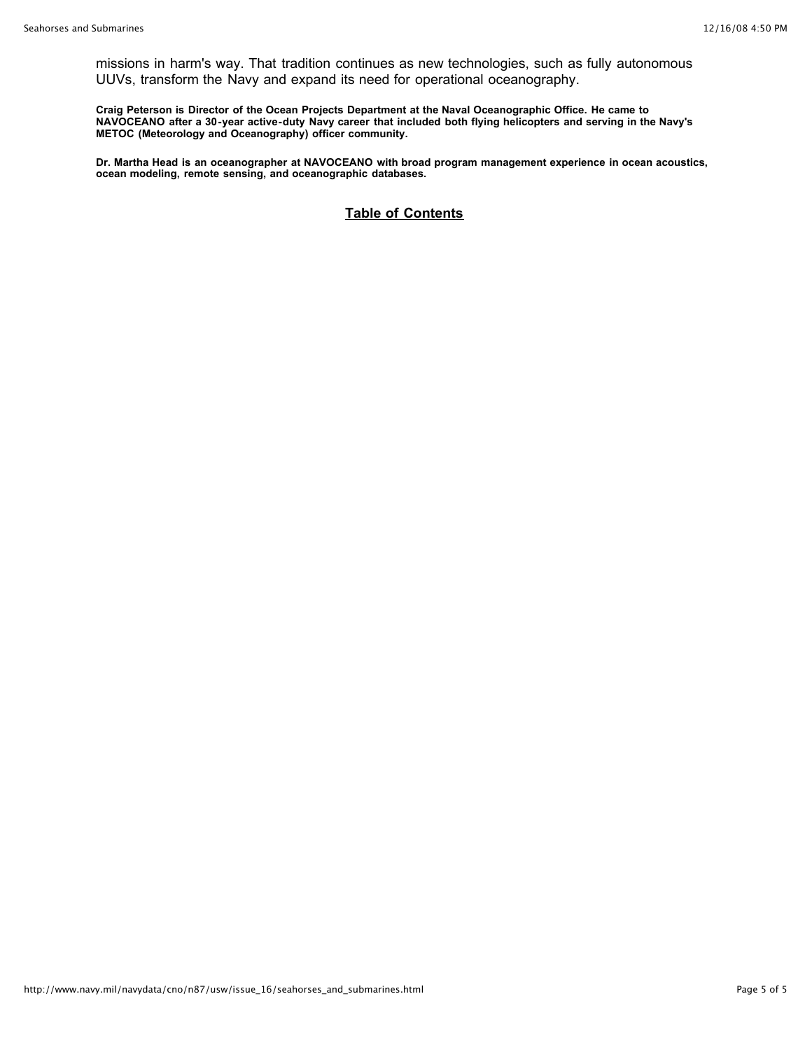missions in harm's way. That tradition continues as new technologies, such as fully autonomous UUVs, transform the Navy and expand its need for operational oceanography.

**Craig Peterson is Director of the Ocean Projects Department at the Naval Oceanographic Office. He came to NAVOCEANO after a 30-year active-duty Navy career that included both flying helicopters and serving in the Navy's METOC (Meteorology and Oceanography) officer community.**

**Dr. Martha Head is an oceanographer at NAVOCEANO with broad program management experience in ocean acoustics, ocean modeling, remote sensing, and oceanographic databases.**

**Table of Contents**